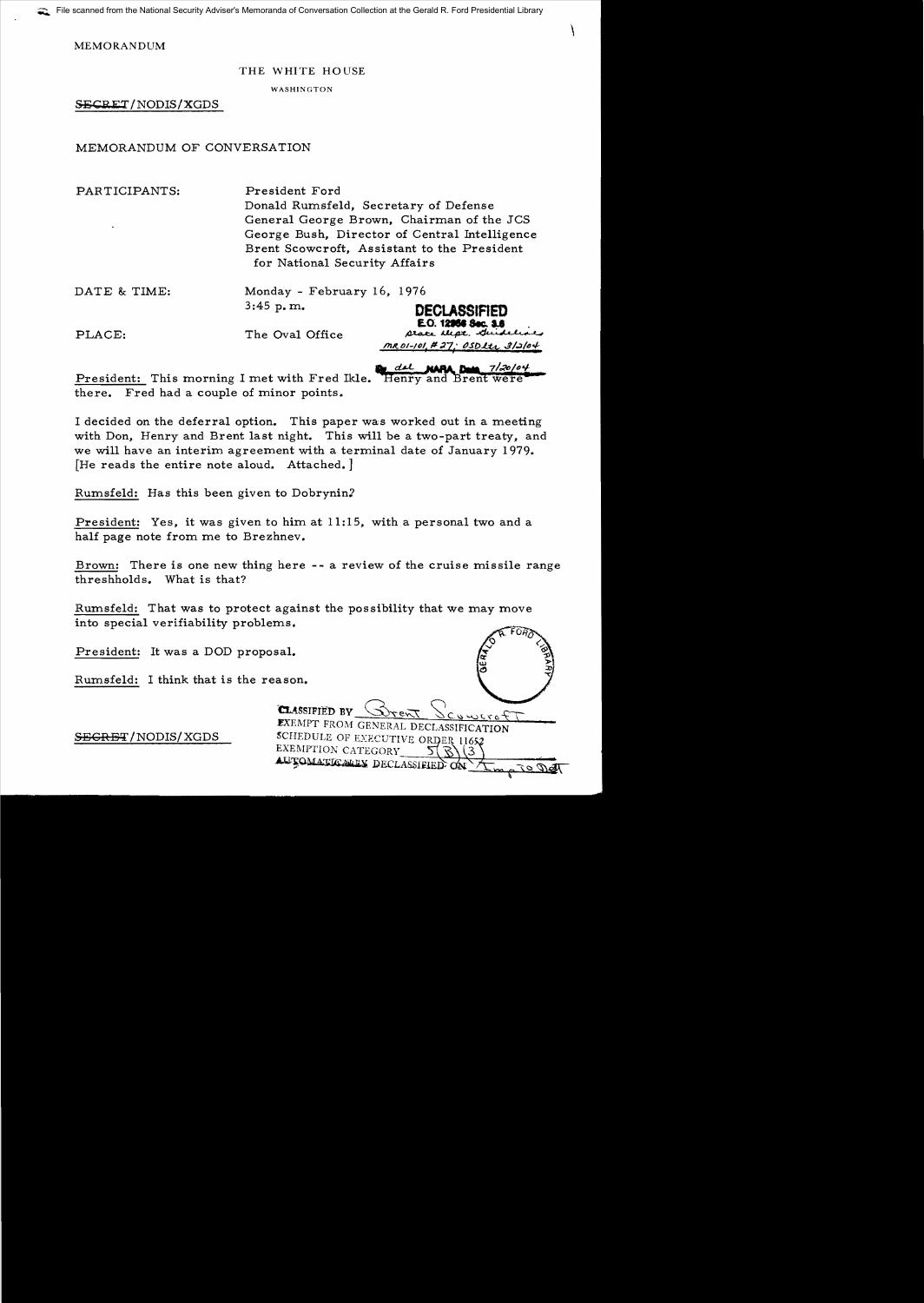File scanned from the National Security Adviser's Memoranda of Conversation Collection at the Gerald R. Ford Presidential Library

MEMORANDUM

THE WHITE HOUSE

WASHINGTON

~~SECRET~~/NODIS/XGDS

MEMORANDUM OF CONVERSATION

PARTICIPANTS: President Ford
Donald Rumsfeld, Secretary of Defense
General George Brown, Chairman of the JCS
George Bush, Director of Central Intelligence
Brent Scowcroft, Assistant to the President for National Security Affairs

DATE & TIME: Monday - February 16, 1976
3:45 p.m.

PLACE: The Oval Office

**DECLASSIFIED**
E.O. 12958 Sec. 3.6
State Dept. Guidelines
MR 01-101, #27; OSD ltr 3/2/04
By dal NARA, Date 7/20/04

President: This morning I met with Fred Ikle. Henry and Brent were there. Fred had a couple of minor points.

I decided on the deferral option. This paper was worked out in a meeting with Don, Henry and Brent last night. This will be a two-part treaty, and we will have an interim agreement with a terminal date of January 1979. [He reads the entire note aloud. Attached.]

Rumsfeld: Has this been given to Dobrynin?

President: Yes, it was given to him at 11:15, with a personal two and a half page note from me to Brezhnev.

Brown: There is one new thing here -- a review of the cruise missile range threshholds. What is that?

Rumsfeld: That was to protect against the possibility that we may move into special verifiability problems.

President: It was a DOD proposal.

Rumsfeld: I think that is the reason.

CLASSIFIED BY Brent Scowcroft
EXEMPT FROM GENERAL DECLASSIFICATION SCHEDULE OF EXECUTIVE ORDER 11652
EXEMPTION CATEGORY 5(B)(3)
AUTOMATICALLY DECLASSIFIED ON Imp to Det

~~SECRET~~/NODIS/XGDS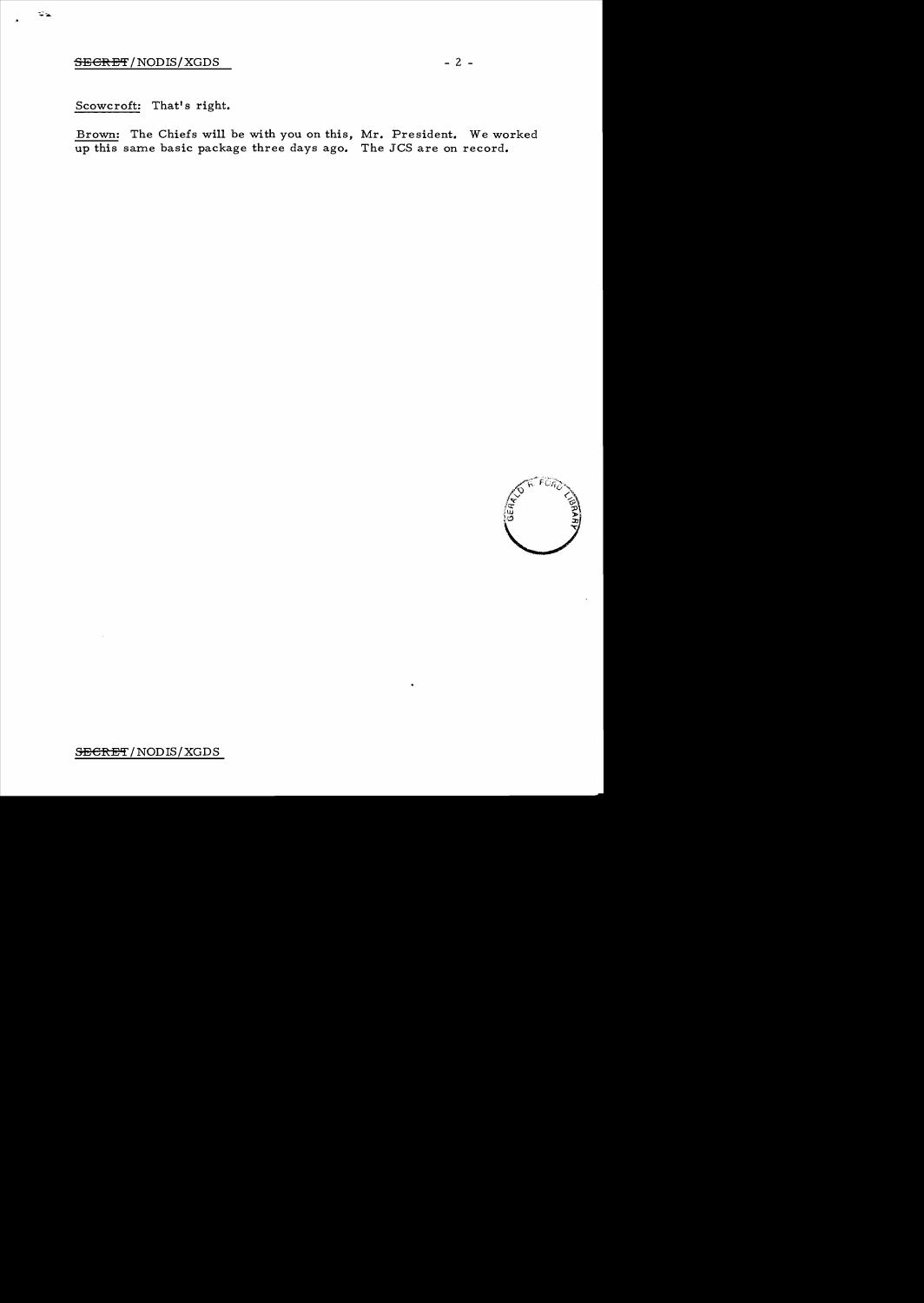Scowcroft: That's right.

Brown: The Chiefs will be with you on this, Mr. President. We worked up this same basic package three days ago. The JCS are on record.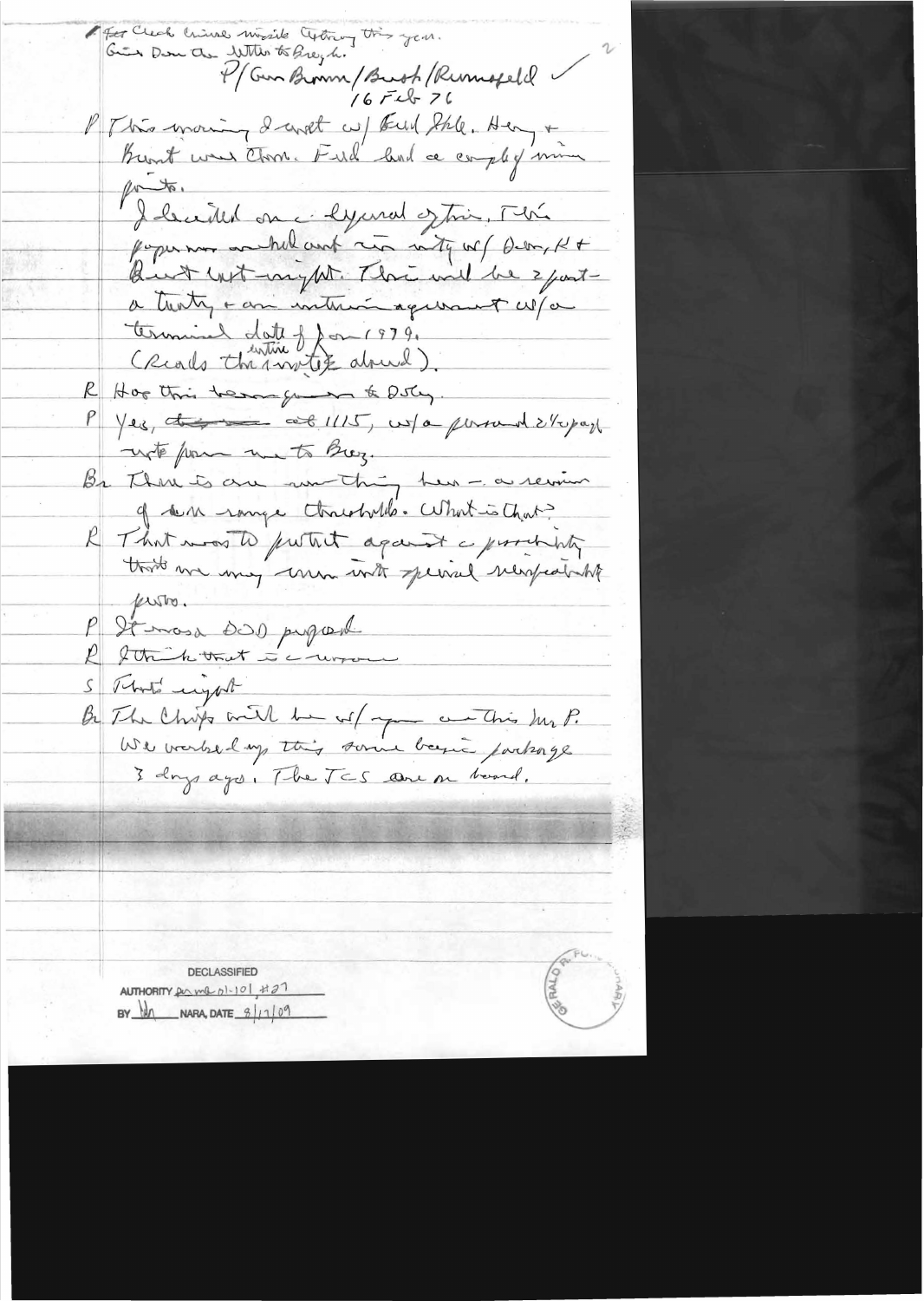- For Cruise missile testing this year.
- Give Dem the letter to Brezh.

P/ Gen Brown/Bush/Rumsfeld ✓
16 Feb 76

P This morning I met w/ Fred Ikle. Henry + Brent were there. Fred had a couple of minor points.

I decided on a hybrid of this. This paper was worked out in NSC w/ Don, HK + Brent last night. There will be 2 parts — a treaty + an interim agreement w/a terminal date of Jan 1979.

(Reads the entire note aloud).

R Has this been given to Dobry.

P Yes, at 1115, w/a personal 2½ page note from me to Brez.

Br There is one new thing here — a review of ~~the~~ range thresholds. What is that?

R That was to protect against a possibility that we may run into special verification prob.

P It was a DOD proposal

R I think that is correct

S That's right

Br The Chiefs will be w/ you on this Mr P. We worked up this same basic package 3 days ago. The JCS are on board.

DECLASSIFIED
AUTHORITY ~~~ 01-101, #27
BY ~~~ NARA, DATE 8/17/09